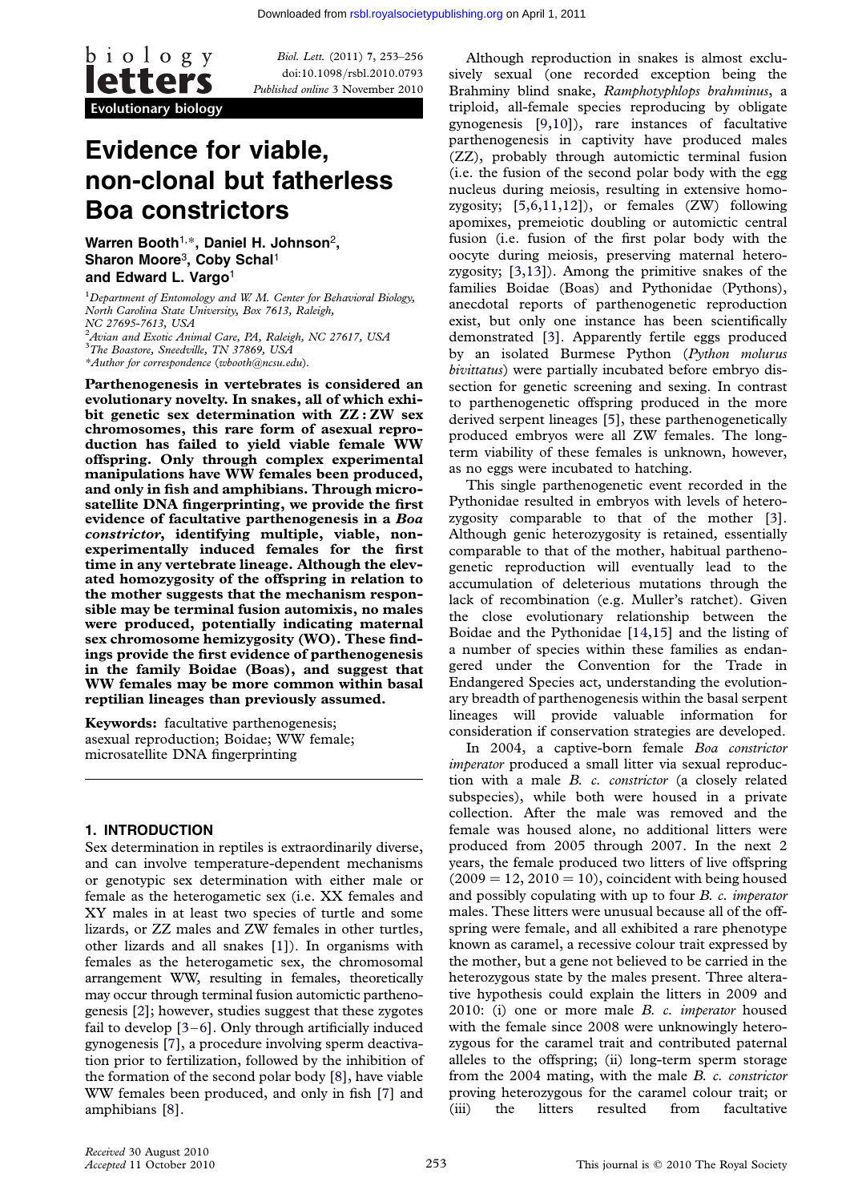# Evidence for viable, non-clonal but fatherless Boa constrictors

**Warren Booth[1,*], Daniel H. Johnson[2], Sharon Moore[3], Coby Schal[1] and Edward L. Vargo[1]**

[1]Department of Entomology and W. M. Center for Behavioral Biology, North Carolina State University, Box 7613, Raleigh, NC 27695-7613, USA
[2]Avian and Exotic Animal Care, PA, Raleigh, NC 27617, USA
[3]The Boastore, Sneedville, TN 37869, USA
*Author for correspondence (wbooth@ncsu.edu).

**Parthenogenesis in vertebrates is considered an evolutionary novelty. In snakes, all of which exhibit genetic sex determination with ZZ : ZW sex chromosomes, this rare form of asexual reproduction has failed to yield viable female WW offspring. Only through complex experimental manipulations have WW females been produced, and only in fish and amphibians. Through microsatellite DNA fingerprinting, we provide the first evidence of facultative parthenogenesis in a *Boa constrictor*, identifying multiple, viable, non-experimentally induced females for the first time in any vertebrate lineage. Although the elevated homozygosity of the offspring in relation to the mother suggests that the mechanism responsible may be terminal fusion automixis, no males were produced, potentially indicating maternal sex chromosome hemizygosity (WO). These findings provide the first evidence of parthenogenesis in the family Boidae (Boas), and suggest that WW females may be more common within basal reptilian lineages than previously assumed.**

**Keywords:** facultative parthenogenesis; asexual reproduction; Boidae; WW female; microsatellite DNA fingerprinting

## 1. INTRODUCTION

Sex determination in reptiles is extraordinarily diverse, and can involve temperature-dependent mechanisms or genotypic sex determination with either male or female as the heterogametic sex (i.e. XX females and XY males in at least two species of turtle and some lizards, or ZZ males and ZW females in other turtles, other lizards and all snakes [1]). In organisms with females as the heterogametic sex, the chromosomal arrangement WW, resulting in females, theoretically may occur through terminal fusion automictic parthenogenesis [2]; however, studies suggest that these zygotes fail to develop [3–6]. Only through artificially induced gynogenesis [7], a procedure involving sperm deactivation prior to fertilization, followed by the inhibition of the formation of the second polar body [8], have viable WW females been produced, and only in fish [7] and amphibians [8].

Although reproduction in snakes is almost exclusively sexual (one recorded exception being the Brahminy blind snake, *Ramphotyphlops brahminus*, a triploid, all-female species reproducing by obligate gynogenesis [9,10]), rare instances of facultative parthenogenesis in captivity have produced males (ZZ), probably through automictic terminal fusion (i.e. the fusion of the second polar body with the egg nucleus during meiosis, resulting in extensive homozygosity; [5,6,11,12]), or females (ZW) following apomixes, premeiotic doubling or automictic central fusion (i.e. fusion of the first polar body with the oocyte during meiosis, preserving maternal heterozygosity; [3,13]). Among the primitive snakes of the families Boidae (Boas) and Pythonidae (Pythons), anecdotal reports of parthenogenetic reproduction exist, but only one instance has been scientifically demonstrated [3]. Apparently fertile eggs produced by an isolated Burmese Python (*Python molurus bivittatus*) were partially incubated before embryo dissection for genetic screening and sexing. In contrast to parthenogenetic offspring produced in the more derived serpent lineages [5], these parthenogenetically produced embryos were all ZW females. The long-term viability of these females is unknown, however, as no eggs were incubated to hatching.

This single parthenogenetic event recorded in the Pythonidae resulted in embryos with levels of heterozygosity comparable to that of the mother [3]. Although genic heterozygosity is retained, essentially comparable to that of the mother, habitual parthenogenetic reproduction will eventually lead to the accumulation of deleterious mutations through the lack of recombination (e.g. Muller's ratchet). Given the close evolutionary relationship between the Boidae and the Pythonidae [14,15] and the listing of a number of species within these families as endangered under the Convention for the Trade in Endangered Species act, understanding the evolutionary breadth of parthenogenesis within the basal serpent lineages will provide valuable information for consideration if conservation strategies are developed.

In 2004, a captive-born female *Boa constrictor imperator* produced a small litter via sexual reproduction with a male *B. c. constrictor* (a closely related subspecies), while both were housed in a private collection. After the male was removed and the female was housed alone, no additional litters were produced from 2005 through 2007. In the next 2 years, the female produced two litters of live offspring (2009 = 12, 2010 = 10), coincident with being housed and possibly copulating with up to four *B. c. imperator* males. These litters were unusual because all of the offspring were female, and all exhibited a rare phenotype known as caramel, a recessive colour trait expressed by the mother, but a gene not believed to be carried in the heterozygous state by the males present. Three alterative hypothesis could explain the litters in 2009 and 2010: (i) one or more male *B. c. imperator* housed with the female since 2008 were unknowingly heterozygous for the caramel trait and contributed paternal alleles to the offspring; (ii) long-term sperm storage from the 2004 mating, with the male *B. c. constrictor* proving heterozygous for the caramel colour trait; or (iii) the litters resulted from facultative

Received 30 August 2010
Accepted 11 October 2010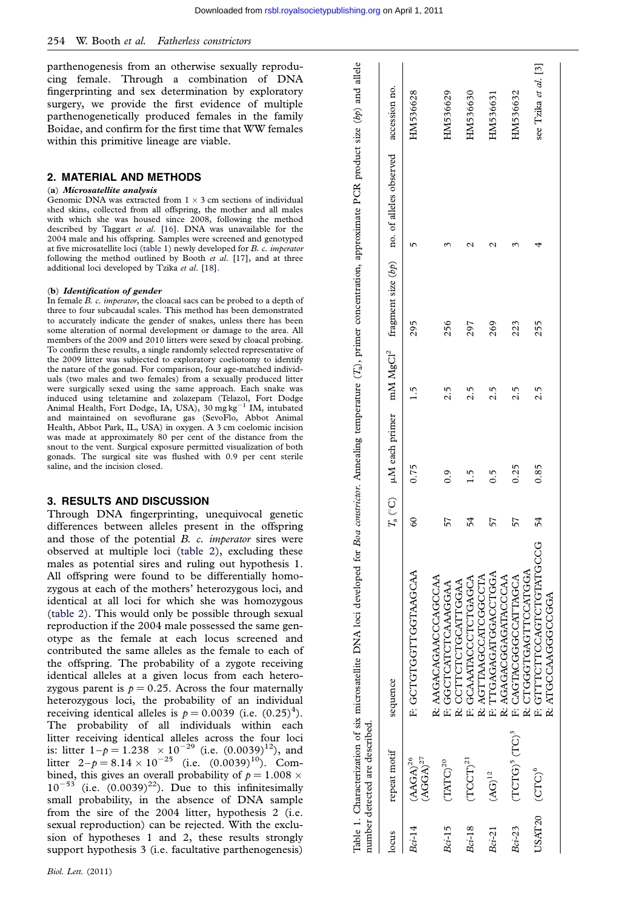parthenogenesis from an otherwise sexually reproducing female. Through a combination of DNA fingerprinting and sex determination by exploratory surgery, we provide the first evidence of multiple parthenogenetically produced females in the family Boidae, and confirm for the first time that WW females within this primitive lineage are viable.

## 2. MATERIAL AND METHODS

### (a) *Microsatellite analysis*

Genomic DNA was extracted from $1 \times 3$ cm sections of individual shed skins, collected from all offspring, the mother and all males with which she was housed since 2008, following the method described by Taggart *et al.* [16]. DNA was unavailable for the 2004 male and his offspring. Samples were screened and genotyped at five microsatellite loci (table 1) newly developed for *B. c. imperator* following the method outlined by Booth *et al.* [17], and at three additional loci developed by Tzika *et al.* [18].

### (b) *Identification of gender*

In female *B. c. imperator*, the cloacal sacs can be probed to a depth of three to four subcaudal scales. This method has been demonstrated to accurately indicate the gender of snakes, unless there has been some alteration of normal development or damage to the area. All members of the 2009 and 2010 litters were sexed by cloacal probing. To confirm these results, a single randomly selected representative of the 2009 litter was subjected to exploratory coeliotomy to identify the nature of the gonad. For comparison, four age-matched individuals (two males and two females) from a sexually produced litter were surgically sexed using the same approach. Each snake was induced using teletamine and zolazepam (Telazol, Fort Dodge Animal Health, Fort Dodge, IA, USA), 30 mg kg$^{-1}$ IM, intubated and maintained on sevoflurane gas (SevoFlo, Abbot Animal Health, Abbot Park, IL, USA) in oxygen. A 3 cm coelomic incision was made at approximately 80 per cent of the distance from the snout to the vent. Surgical exposure permitted visualization of both gonads. The surgical site was flushed with 0.9 per cent sterile saline, and the incision closed.

## 3. RESULTS AND DISCUSSION

Through DNA fingerprinting, unequivocal genetic differences between alleles present in the offspring and those of the potential *B. c. imperator* sires were observed at multiple loci (table 2), excluding these males as potential sires and ruling out hypothesis 1. All offspring were found to be differentially homozygous at each of the mothers' heterozygous loci, and identical at all loci for which she was homozygous (table 2). This would only be possible through sexual reproduction if the 2004 male possessed the same genotype as the female at each locus screened and contributed the same alleles as the female to each of the offspring. The probability of a zygote receiving identical alleles at a given locus from each heterozygous parent is $p = 0.25$. Across the four maternally heterozygous loci, the probability of an individual receiving identical alleles is $p = 0.0039$ (i.e. $(0.25)^4$). The probability of all individuals within each litter receiving identical alleles across the four loci is: litter $1{-}p = 1.238 \times 10^{-29}$ (i.e. $(0.0039)^{12}$), and litter $2{-}p = 8.14 \times 10^{-25}$ (i.e. $(0.0039)^{10}$). Combined, this gives an overall probability of $p = 1.008 \times 10^{-53}$ (i.e. $(0.0039)^{22}$). Due to this infinitesimally small probability, in the absence of DNA sample from the sire of the 2004 litter, hypothesis 2 (i.e. sexual reproduction) can be rejected. With the exclusion of hypotheses 1 and 2, these results strongly support hypothesis 3 (i.e. facultative parthenogenesis)

Table 1. Characterization of six microsatellite DNA loci developed for *Boa constrictor*. Annealing temperature ($T_a$), primer concentration, approximate PCR product size (bp) and allele number detected are described.

| locus | repeat motif | sequence | $T_a$ (°C) | μM each primer | mM MgCl$^2$ | fragment size (bp) | no. of alleles observed | accession no. |
|---|---|---|---|---|---|---|---|---|
| *Bci*-14 | $(AAGA)^{26}$ $(AGGA)^{27}$ | F: GCTGTGGTTGGTAAGCAA<br>R: AAGACAGAACCCAGCCAA | 60 | 0.75 | 1.5 | 295 | 5 | HM536628 |
| *Bci*-15 | $(TATC)^{20}$ | F: GGCTCATCTCAAAGGAA<br>R: CCTTCTCTGCATTGGAA | 57 | 0.9 | 2.5 | 256 | 3 | HM536629 |
| *Bci*-18 | $(TCCT)^{21}$ | F: GCAAATACCCTCTGAGCA<br>R: AGTTAAGCCATCGGCCTA | 54 | 1.5 | 2.5 | 297 | 2 | HM536630 |
| *Bci*-21 | $(AG)^{12}$ | F: TTGAGAGATGGACCTGGA<br>R: AGAGACGGAGATACCCAA | 57 | 0.5 | 2.5 | 269 | 2 | HM536631 |
| *Bci*-23 | $(TCTG)^5$ $(TC)^3$ | F: CAGTACGGGCCATTAGCA<br>R: CTGGGTGAGTTCCATGGA | 57 | 0.25 | 2.5 | 223 | 3 | HM536632 |
| USAT20 | $(CTC)^6$ | F: GTTTCTTCCAGTCTGTATGCCG<br>R: ATGCCAAGGGCCGGA | 54 | 0.85 | 2.5 | 255 | 4 | see Tzika *et al.* [3] |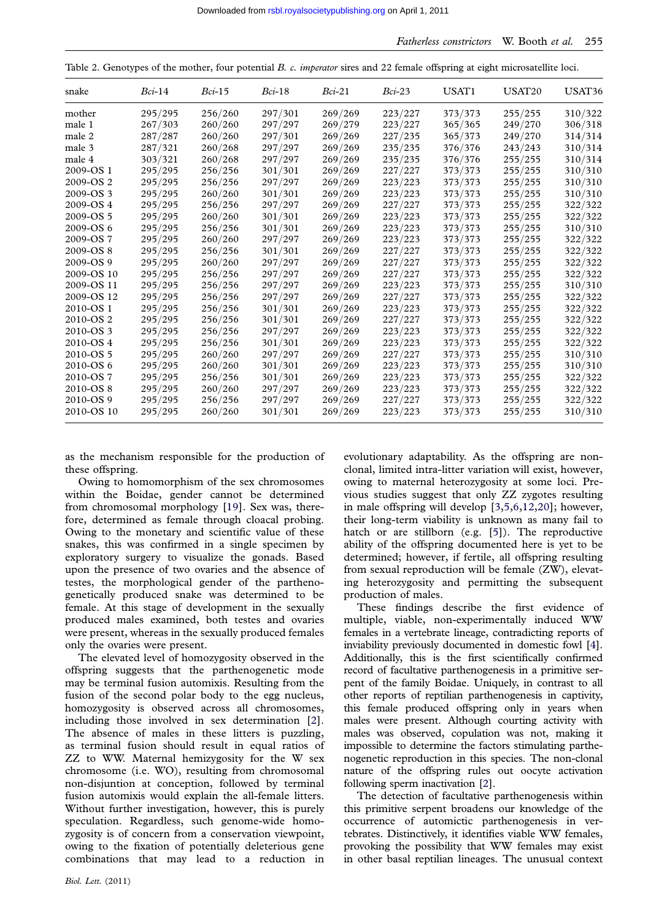Table 2. Genotypes of the mother, four potential *B. c. imperator* sires and 22 female offspring at eight microsatellite loci.

| snake | *Bci*-14 | *Bci*-15 | *Bci*-18 | *Bci*-21 | *Bci*-23 | USAT1 | USAT20 | USAT36 |
|---|---|---|---|---|---|---|---|---|
| mother | 295/295 | 256/260 | 297/301 | 269/269 | 223/227 | 373/373 | 255/255 | 310/322 |
| male 1 | 267/303 | 260/260 | 297/297 | 269/279 | 223/227 | 365/365 | 249/270 | 306/318 |
| male 2 | 287/287 | 260/260 | 297/301 | 269/269 | 227/235 | 365/373 | 249/270 | 314/314 |
| male 3 | 287/321 | 260/268 | 297/297 | 269/269 | 235/235 | 376/376 | 243/243 | 310/314 |
| male 4 | 303/321 | 260/268 | 297/297 | 269/269 | 235/235 | 376/376 | 255/255 | 310/314 |
| 2009-OS 1 | 295/295 | 256/256 | 301/301 | 269/269 | 227/227 | 373/373 | 255/255 | 310/310 |
| 2009-OS 2 | 295/295 | 256/256 | 297/297 | 269/269 | 223/223 | 373/373 | 255/255 | 310/310 |
| 2009-OS 3 | 295/295 | 260/260 | 301/301 | 269/269 | 223/223 | 373/373 | 255/255 | 310/310 |
| 2009-OS 4 | 295/295 | 256/256 | 297/297 | 269/269 | 227/227 | 373/373 | 255/255 | 322/322 |
| 2009-OS 5 | 295/295 | 260/260 | 301/301 | 269/269 | 223/223 | 373/373 | 255/255 | 322/322 |
| 2009-OS 6 | 295/295 | 256/256 | 301/301 | 269/269 | 223/223 | 373/373 | 255/255 | 310/310 |
| 2009-OS 7 | 295/295 | 260/260 | 297/297 | 269/269 | 223/223 | 373/373 | 255/255 | 322/322 |
| 2009-OS 8 | 295/295 | 256/256 | 301/301 | 269/269 | 227/227 | 373/373 | 255/255 | 322/322 |
| 2009-OS 9 | 295/295 | 260/260 | 297/297 | 269/269 | 227/227 | 373/373 | 255/255 | 322/322 |
| 2009-OS 10 | 295/295 | 256/256 | 297/297 | 269/269 | 227/227 | 373/373 | 255/255 | 322/322 |
| 2009-OS 11 | 295/295 | 256/256 | 297/297 | 269/269 | 223/223 | 373/373 | 255/255 | 310/310 |
| 2009-OS 12 | 295/295 | 256/256 | 297/297 | 269/269 | 227/227 | 373/373 | 255/255 | 322/322 |
| 2010-OS 1 | 295/295 | 256/256 | 301/301 | 269/269 | 223/223 | 373/373 | 255/255 | 322/322 |
| 2010-OS 2 | 295/295 | 256/256 | 301/301 | 269/269 | 227/227 | 373/373 | 255/255 | 322/322 |
| 2010-OS 3 | 295/295 | 256/256 | 297/297 | 269/269 | 223/223 | 373/373 | 255/255 | 322/322 |
| 2010-OS 4 | 295/295 | 256/256 | 301/301 | 269/269 | 223/223 | 373/373 | 255/255 | 322/322 |
| 2010-OS 5 | 295/295 | 260/260 | 297/297 | 269/269 | 227/227 | 373/373 | 255/255 | 310/310 |
| 2010-OS 6 | 295/295 | 260/260 | 301/301 | 269/269 | 223/223 | 373/373 | 255/255 | 310/310 |
| 2010-OS 7 | 295/295 | 256/256 | 301/301 | 269/269 | 223/223 | 373/373 | 255/255 | 322/322 |
| 2010-OS 8 | 295/295 | 260/260 | 297/297 | 269/269 | 223/223 | 373/373 | 255/255 | 322/322 |
| 2010-OS 9 | 295/295 | 256/256 | 297/297 | 269/269 | 227/227 | 373/373 | 255/255 | 322/322 |
| 2010-OS 10 | 295/295 | 260/260 | 301/301 | 269/269 | 223/223 | 373/373 | 255/255 | 310/310 |

as the mechanism responsible for the production of these offspring.

Owing to homomorphism of the sex chromosomes within the Boidae, gender cannot be determined from chromosomal morphology [19]. Sex was, therefore, determined as female through cloacal probing. Owing to the monetary and scientific value of these snakes, this was confirmed in a single specimen by exploratory surgery to visualize the gonads. Based upon the presence of two ovaries and the absence of testes, the morphological gender of the parthenogenetically produced snake was determined to be female. At this stage of development in the sexually produced males examined, both testes and ovaries were present, whereas in the sexually produced females only the ovaries were present.

The elevated level of homozygosity observed in the offspring suggests that the parthenogenetic mode may be terminal fusion automixis. Resulting from the fusion of the second polar body to the egg nucleus, homozygosity is observed across all chromosomes, including those involved in sex determination [2]. The absence of males in these litters is puzzling, as terminal fusion should result in equal ratios of ZZ to WW. Maternal hemizygosity for the W sex chromosome (i.e. WO), resulting from chromosomal non-disjuntion at conception, followed by terminal fusion automixis would explain the all-female litters. Without further investigation, however, this is purely speculation. Regardless, such genome-wide homozygosity is of concern from a conservation viewpoint, owing to the fixation of potentially deleterious gene combinations that may lead to a reduction in evolutionary adaptability. As the offspring are non-clonal, limited intra-litter variation will exist, however, owing to maternal heterozygosity at some loci. Previous studies suggest that only ZZ zygotes resulting in male offspring will develop [3,5,6,12,20]; however, their long-term viability is unknown as many fail to hatch or are stillborn (e.g. [5]). The reproductive ability of the offspring documented here is yet to be determined; however, if fertile, all offspring resulting from sexual reproduction will be female (ZW), elevating heterozygosity and permitting the subsequent production of males.

These findings describe the first evidence of multiple, viable, non-experimentally induced WW females in a vertebrate lineage, contradicting reports of inviability previously documented in domestic fowl [4]. Additionally, this is the first scientifically confirmed record of facultative parthenogenesis in a primitive serpent of the family Boidae. Uniquely, in contrast to all other reports of reptilian parthenogenesis in captivity, this female produced offspring only in years when males were present. Although courting activity with males was observed, copulation was not, making it impossible to determine the factors stimulating parthenogenetic reproduction in this species. The non-clonal nature of the offspring rules out oocyte activation following sperm inactivation [2].

The detection of facultative parthenogenesis within this primitive serpent broadens our knowledge of the occurrence of automictic parthenogenesis in vertebrates. Distinctively, it identifies viable WW females, provoking the possibility that WW females may exist in other basal reptilian lineages. The unusual context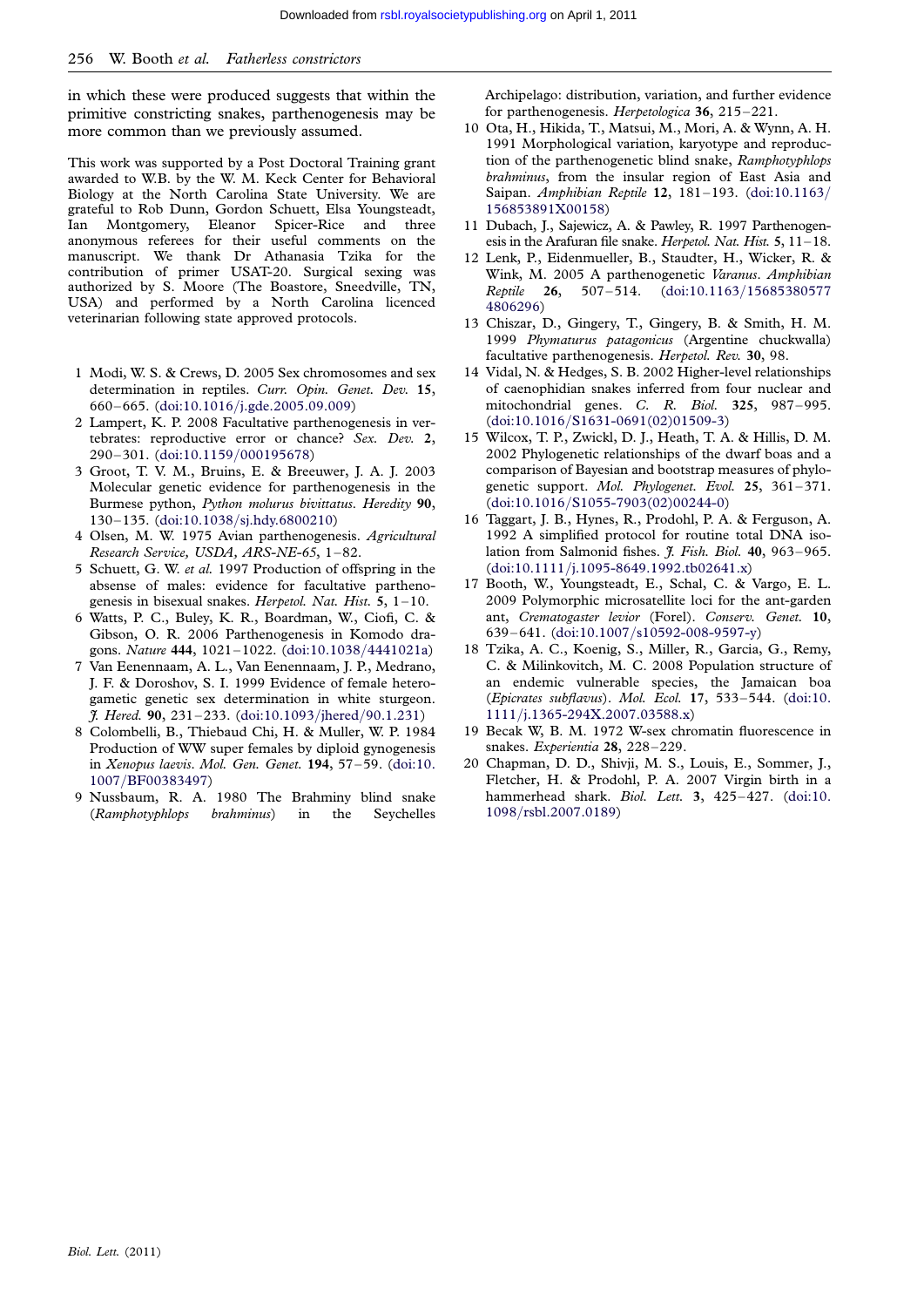in which these were produced suggests that within the primitive constricting snakes, parthenogenesis may be more common than we previously assumed.

This work was supported by a Post Doctoral Training grant awarded to W.B. by the W. M. Keck Center for Behavioral Biology at the North Carolina State University. We are grateful to Rob Dunn, Gordon Schuett, Elsa Youngsteadt, Ian Montgomery, Eleanor Spicer-Rice and three anonymous referees for their useful comments on the manuscript. We thank Dr Athanasia Tzika for the contribution of primer USAT-20. Surgical sexing was authorized by S. Moore (The Boastore, Sneedville, TN, USA) and performed by a North Carolina licenced veterinarian following state approved protocols.

1 Modi, W. S. & Crews, D. 2005 Sex chromosomes and sex determination in reptiles. *Curr. Opin. Genet. Dev.* **15**, 660–665. (doi:10.1016/j.gde.2005.09.009)
2 Lampert, K. P. 2008 Facultative parthenogenesis in vertebrates: reproductive error or chance? *Sex. Dev.* **2**, 290–301. (doi:10.1159/000195678)
3 Groot, T. V. M., Bruins, E. & Breeuwer, J. A. J. 2003 Molecular genetic evidence for parthenogenesis in the Burmese python, *Python molurus bivittatus*. *Heredity* **90**, 130–135. (doi:10.1038/sj.hdy.6800210)
4 Olsen, M. W. 1975 Avian parthenogenesis. *Agricultural Research Service, USDA, ARS-NE-65*, 1–82.
5 Schuett, G. W. *et al.* 1997 Production of offspring in the absense of males: evidence for facultative parthenogenesis in bisexual snakes. *Herpetol. Nat. Hist.* **5**, 1–10.
6 Watts, P. C., Buley, K. R., Boardman, W., Ciofi, C. & Gibson, O. R. 2006 Parthenogenesis in Komodo dragons. *Nature* **444**, 1021–1022. (doi:10.1038/4441021a)
7 Van Eenennaam, A. L., Van Eenennaam, J. P., Medrano, J. F. & Doroshov, S. I. 1999 Evidence of female heterogametic genetic sex determination in white sturgeon. *J. Hered.* **90**, 231–233. (doi:10.1093/jhered/90.1.231)
8 Colombelli, B., Thiebaud Chi, H. & Muller, W. P. 1984 Production of WW super females by diploid gynogenesis in *Xenopus laevis*. *Mol. Gen. Genet.* **194**, 57–59. (doi:10.1007/BF00383497)
9 Nussbaum, R. A. 1980 The Brahminy blind snake (*Ramphotyphlops brahminus*) in the Seychelles Archipelago: distribution, variation, and further evidence for parthenogenesis. *Herpetologica* **36**, 215–221.
10 Ota, H., Hikida, T., Matsui, M., Mori, A. & Wynn, A. H. 1991 Morphological variation, karyotype and reproduction of the parthenogenetic blind snake, *Ramphotyphlops brahminus*, from the insular region of East Asia and Saipan. *Amphibian Reptile* **12**, 181–193. (doi:10.1163/156853891X00158)
11 Dubach, J., Sajewicz, A. & Pawley, R. 1997 Parthenogenesis in the Arafuran file snake. *Herpetol. Nat. Hist.* **5**, 11–18.
12 Lenk, P., Eidenmueller, B., Staudter, H., Wicker, R. & Wink, M. 2005 A parthenogenetic *Varanus*. *Amphibian Reptile* **26**, 507–514. (doi:10.1163/156853805774806296)
13 Chiszar, D., Gingery, T., Gingery, B. & Smith, H. M. 1999 *Phymaturus patagonicus* (Argentine chuckwalla) facultative parthenogenesis. *Herpetol. Rev.* **30**, 98.
14 Vidal, N. & Hedges, S. B. 2002 Higher-level relationships of caenophidian snakes inferred from four nuclear and mitochondrial genes. *C. R. Biol.* **325**, 987–995. (doi:10.1016/S1631-0691(02)01509-3)
15 Wilcox, T. P., Zwickl, D. J., Heath, T. A. & Hillis, D. M. 2002 Phylogenetic relationships of the dwarf boas and a comparison of Bayesian and bootstrap measures of phylogenetic support. *Mol. Phylogenet. Evol.* **25**, 361–371. (doi:10.1016/S1055-7903(02)00244-0)
16 Taggart, J. B., Hynes, R., Prodohl, P. A. & Ferguson, A. 1992 A simplified protocol for routine total DNA isolation from Salmonid fishes. *J. Fish. Biol.* **40**, 963–965. (doi:10.1111/j.1095-8649.1992.tb02641.x)
17 Booth, W., Youngsteadt, E., Schal, C. & Vargo, E. L. 2009 Polymorphic microsatellite loci for the ant-garden ant, *Crematogaster levior* (Forel). *Conserv. Genet.* **10**, 639–641. (doi:10.1007/s10592-008-9597-y)
18 Tzika, A. C., Koenig, S., Miller, R., Garcia, G., Remy, C. & Milinkovitch, M. C. 2008 Population structure of an endemic vulnerable species, the Jamaican boa (*Epicrates subflavus*). *Mol. Ecol.* **17**, 533–544. (doi:10.1111/j.1365-294X.2007.03588.x)
19 Becak W, B. M. 1972 W-sex chromatin fluorescence in snakes. *Experientia* **28**, 228–229.
20 Chapman, D. D., Shivji, M. S., Louis, E., Sommer, J., Fletcher, H. & Prodohl, P. A. 2007 Virgin birth in a hammerhead shark. *Biol. Lett.* **3**, 425–427. (doi:10.1098/rsbl.2007.0189)